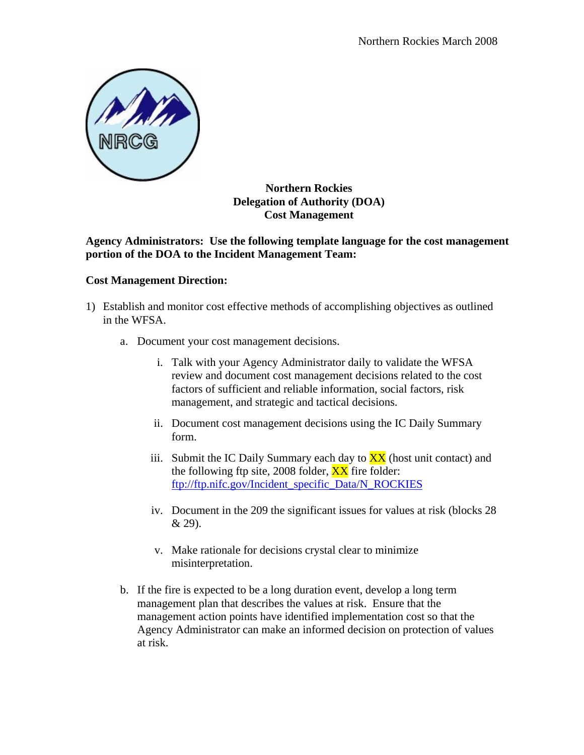# Northern Rockies Delegation of Authority (DOA) Cost Management

**Agency Administrators: Use the following template language for the cost management portion of the DOA to the Incident Management Team:**

**Cost Management Direction:**

1) Establish and monitor cost effective methods of accomplishing objectives as outlined in the WFSA.

   a. Document your cost management decisions.

      i. Talk with your Agency Administrator daily to validate the WFSA review and document cost management decisions related to the cost factors of sufficient and reliable information, social factors, risk management, and strategic and tactical decisions.

      ii. Document cost management decisions using the IC Daily Summary form.

      iii. Submit the IC Daily Summary each day to XX (host unit contact) and the following ftp site, 2008 folder, XX fire folder: ftp://ftp.nifc.gov/Incident_specific_Data/N_ROCKIES

      iv. Document in the 209 the significant issues for values at risk (blocks 28 & 29).

      v. Make rationale for decisions crystal clear to minimize misinterpretation.

   b. If the fire is expected to be a long duration event, develop a long term management plan that describes the values at risk. Ensure that the management action points have identified implementation cost so that the Agency Administrator can make an informed decision on protection of values at risk.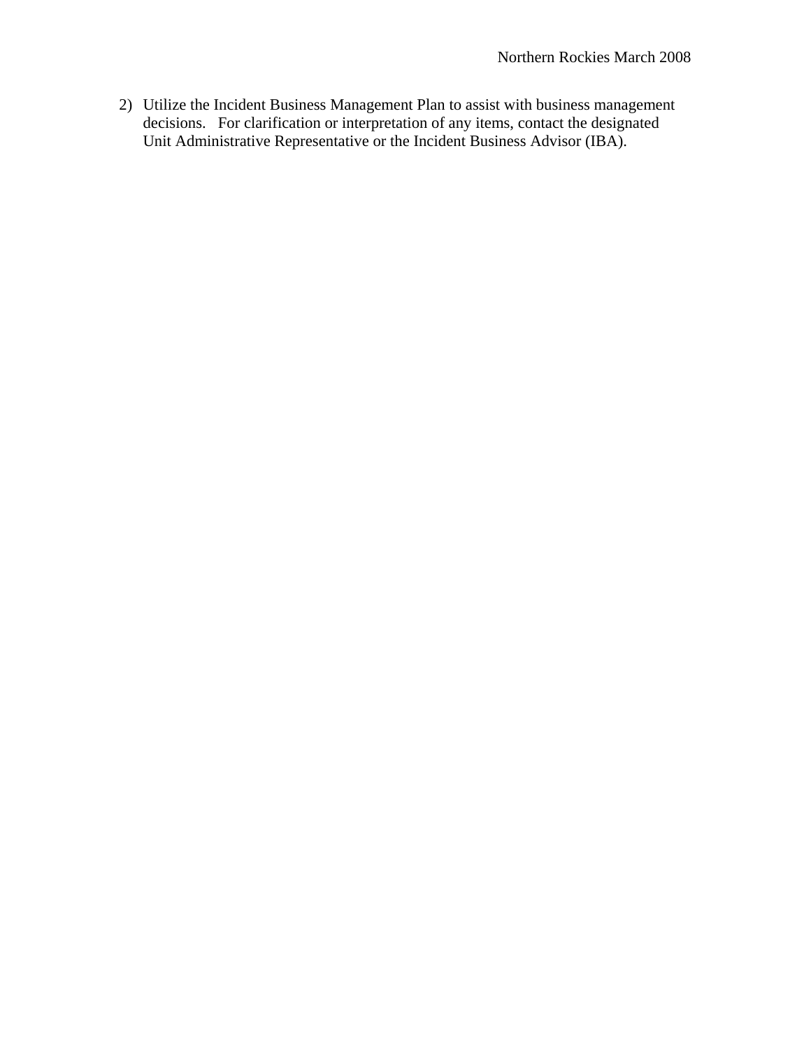2) Utilize the Incident Business Management Plan to assist with business management decisions. For clarification or interpretation of any items, contact the designated Unit Administrative Representative or the Incident Business Advisor (IBA).